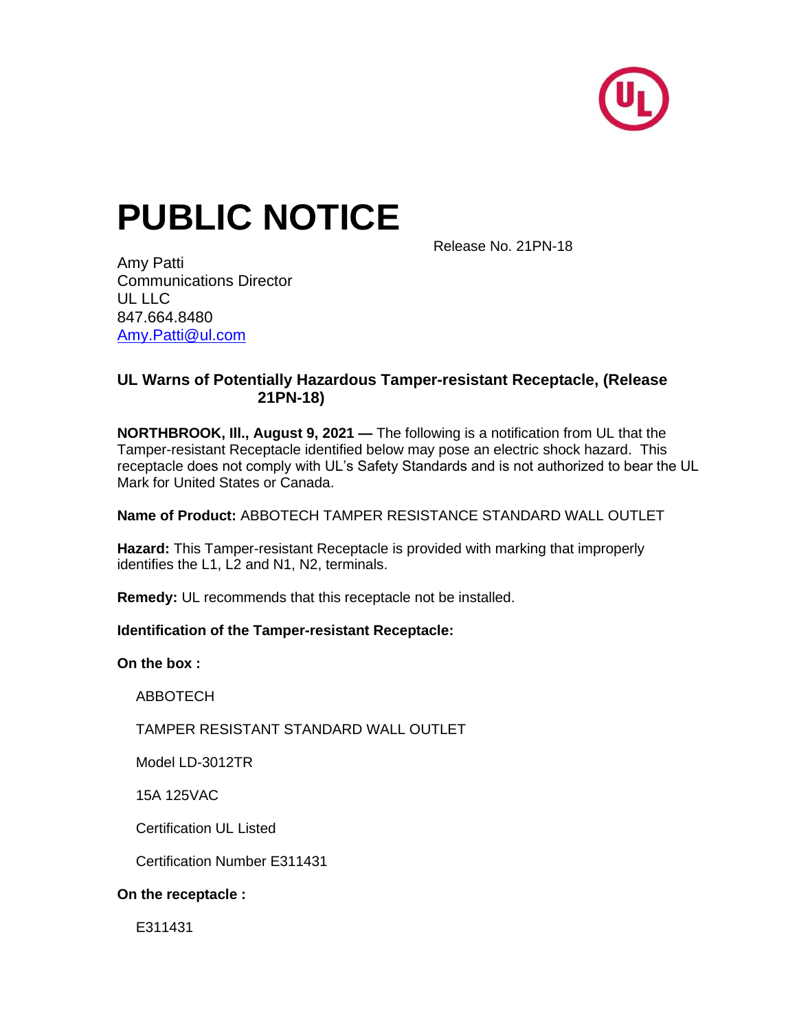# PUBLIC NOTICE

Release No. 21PN-18

Amy Patti
Communications Director
UL LLC
847.664.8480
Amy.Patti@ul.com

### UL Warns of Potentially Hazardous Tamper-resistant Receptacle, (Release 21PN-18)

**NORTHBROOK, Ill., August 9, 2021 —** The following is a notification from UL that the Tamper-resistant Receptacle identified below may pose an electric shock hazard. This receptacle does not comply with UL's Safety Standards and is not authorized to bear the UL Mark for United States or Canada.

**Name of Product:** ABBOTECH TAMPER RESISTANCE STANDARD WALL OUTLET

**Hazard:** This Tamper-resistant Receptacle is provided with marking that improperly identifies the L1, L2 and N1, N2, terminals.

**Remedy:** UL recommends that this receptacle not be installed.

**Identification of the Tamper-resistant Receptacle:**

**On the box :**

ABBOTECH

TAMPER RESISTANT STANDARD WALL OUTLET

Model LD-3012TR

15A 125VAC

Certification UL Listed

Certification Number E311431

**On the receptacle :**

E311431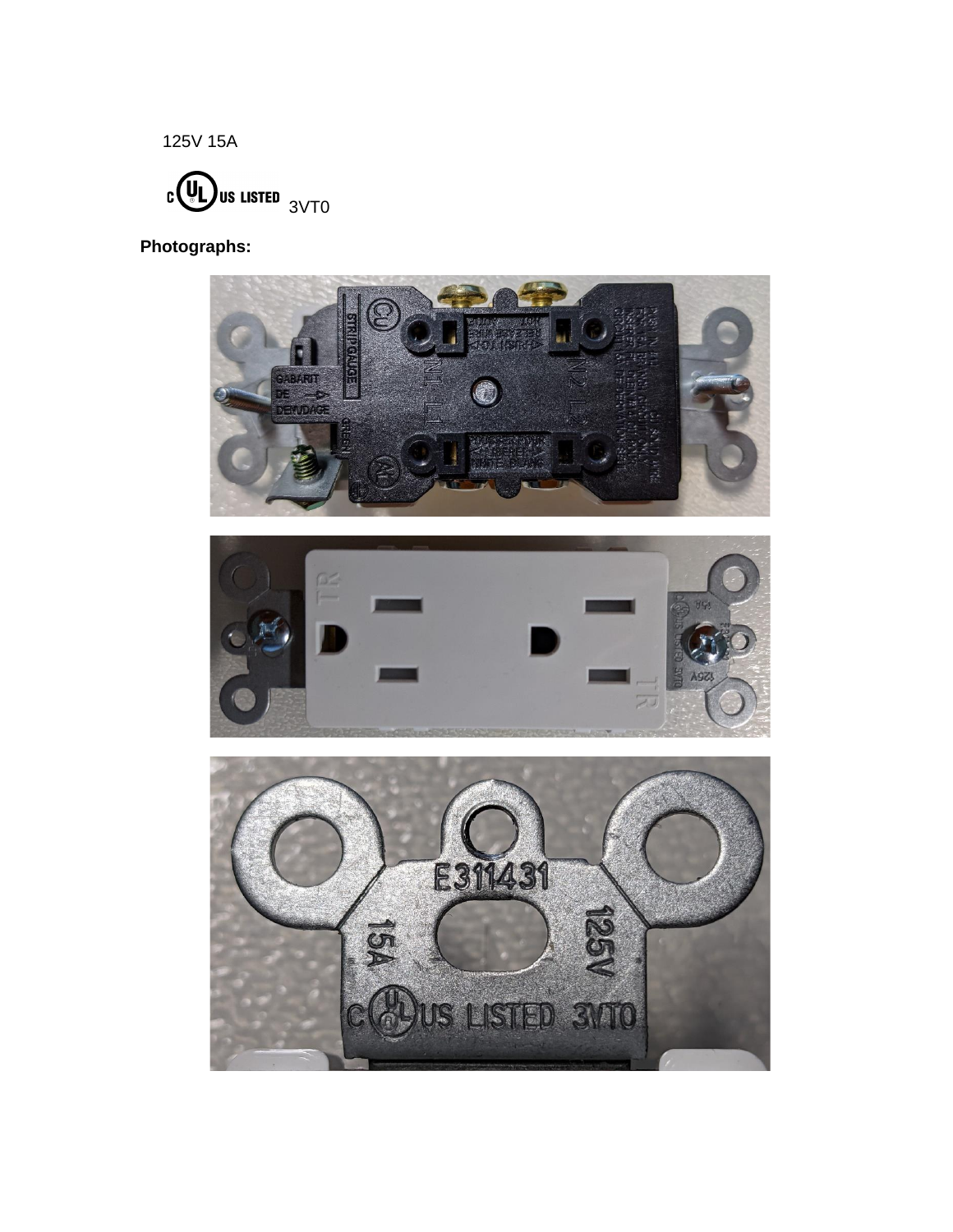125V 15A

c UL US LISTED 3VT0

**Photographs:**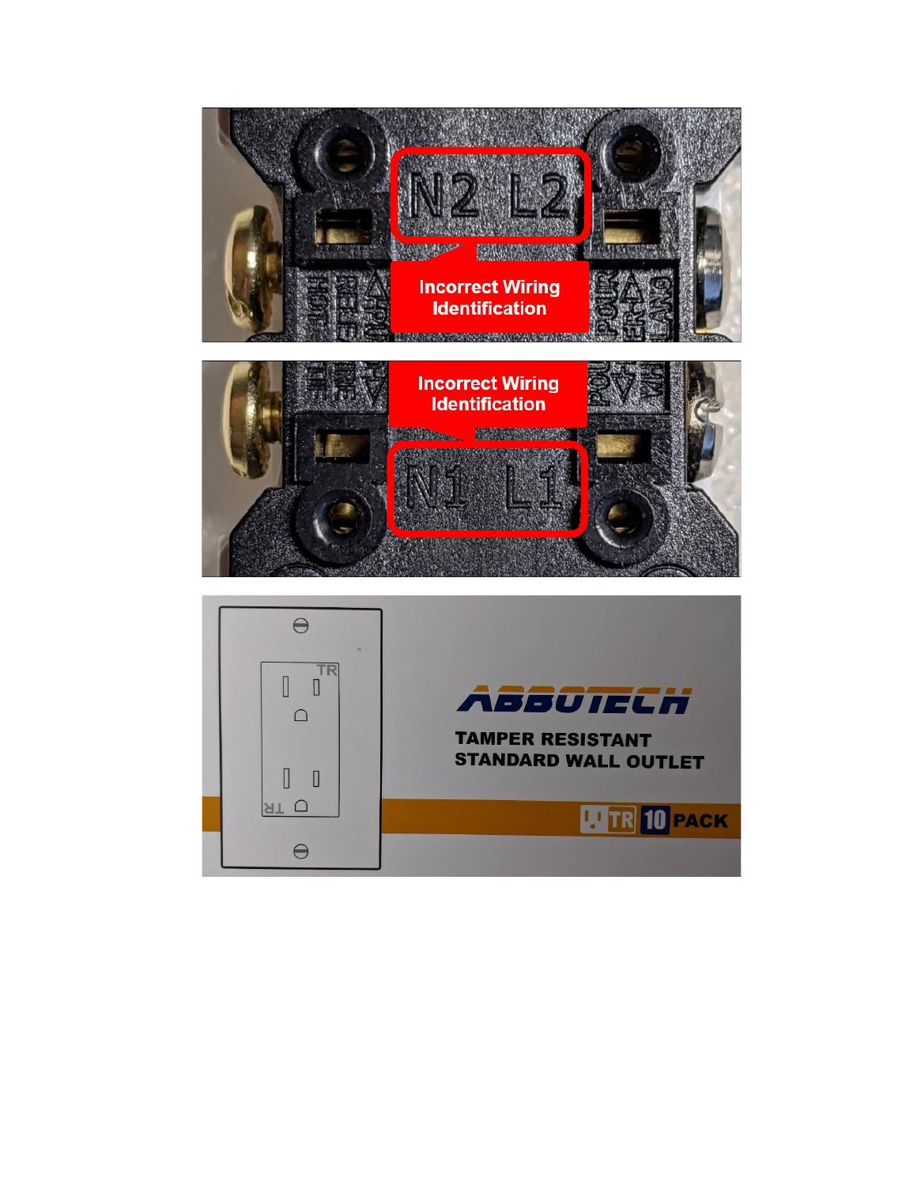Incorrect Wiring Identification

Incorrect Wiring Identification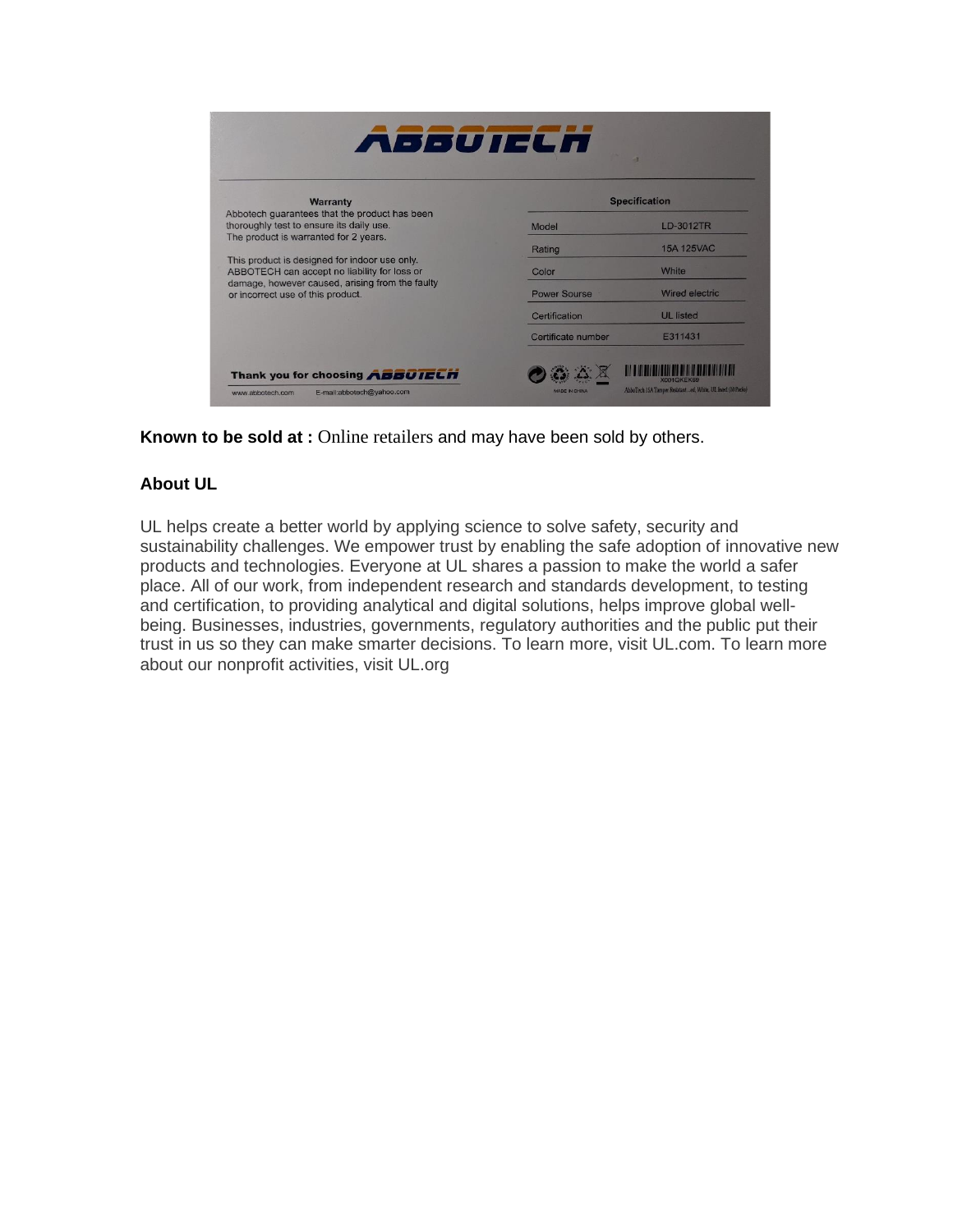ABBOTECH

**Warranty**

Abbotech guarantees that the product has been thoroughly test to ensure its daily use. The product is warranted for 2 years.

This product is designed for indoor use only. ABBOTECH can accept no liability for loss or damage, however caused, arising from the faulty or incorrect use of this product.

| Specification | |
|---|---|
| Model | LD-3012TR |
| Rating | 15A 125VAC |
| Color | White |
| Power Sourse | Wired electric |
| Certification | UL listed |
| Certificate number | E311431 |

**Thank you for choosing ABBOTECH**

www.abbotech.com E-mail:abbotech@yahoo.com

MADE IN CHINA

X001QKEK89

**Known to be sold at :** Online retailers and may have been sold by others.

**About UL**

UL helps create a better world by applying science to solve safety, security and sustainability challenges. We empower trust by enabling the safe adoption of innovative new products and technologies. Everyone at UL shares a passion to make the world a safer place. All of our work, from independent research and standards development, to testing and certification, to providing analytical and digital solutions, helps improve global well-being. Businesses, industries, governments, regulatory authorities and the public put their trust in us so they can make smarter decisions. To learn more, visit UL.com. To learn more about our nonprofit activities, visit UL.org